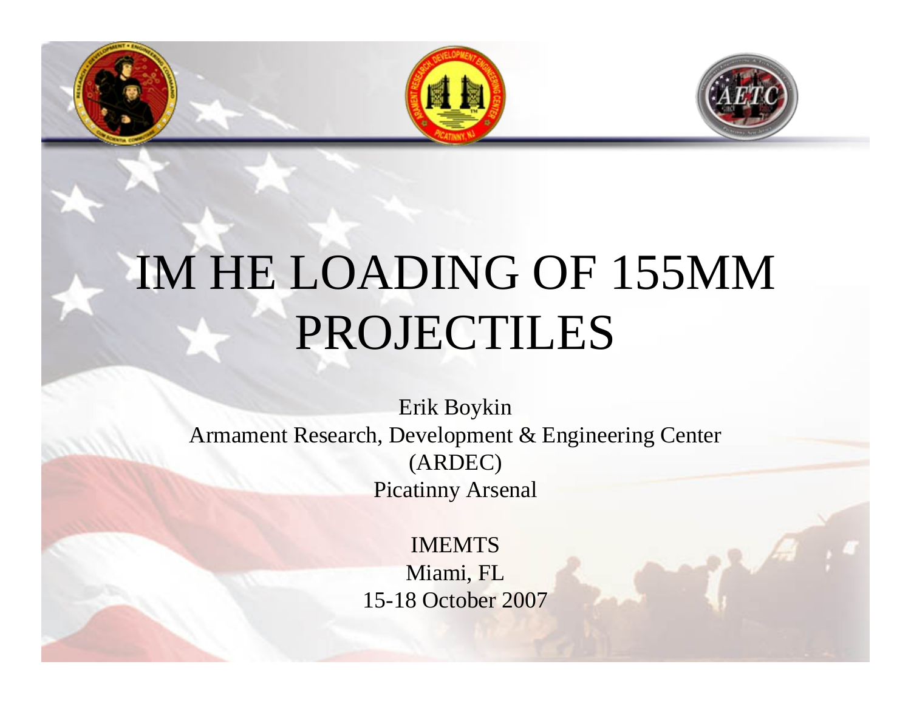# IM HE LOADING OF 155MM PROJECTILES

Erik Boykin
Armament Research, Development & Engineering Center (ARDEC)
Picatinny Arsenal

IMEMTS
Miami, FL
15-18 October 2007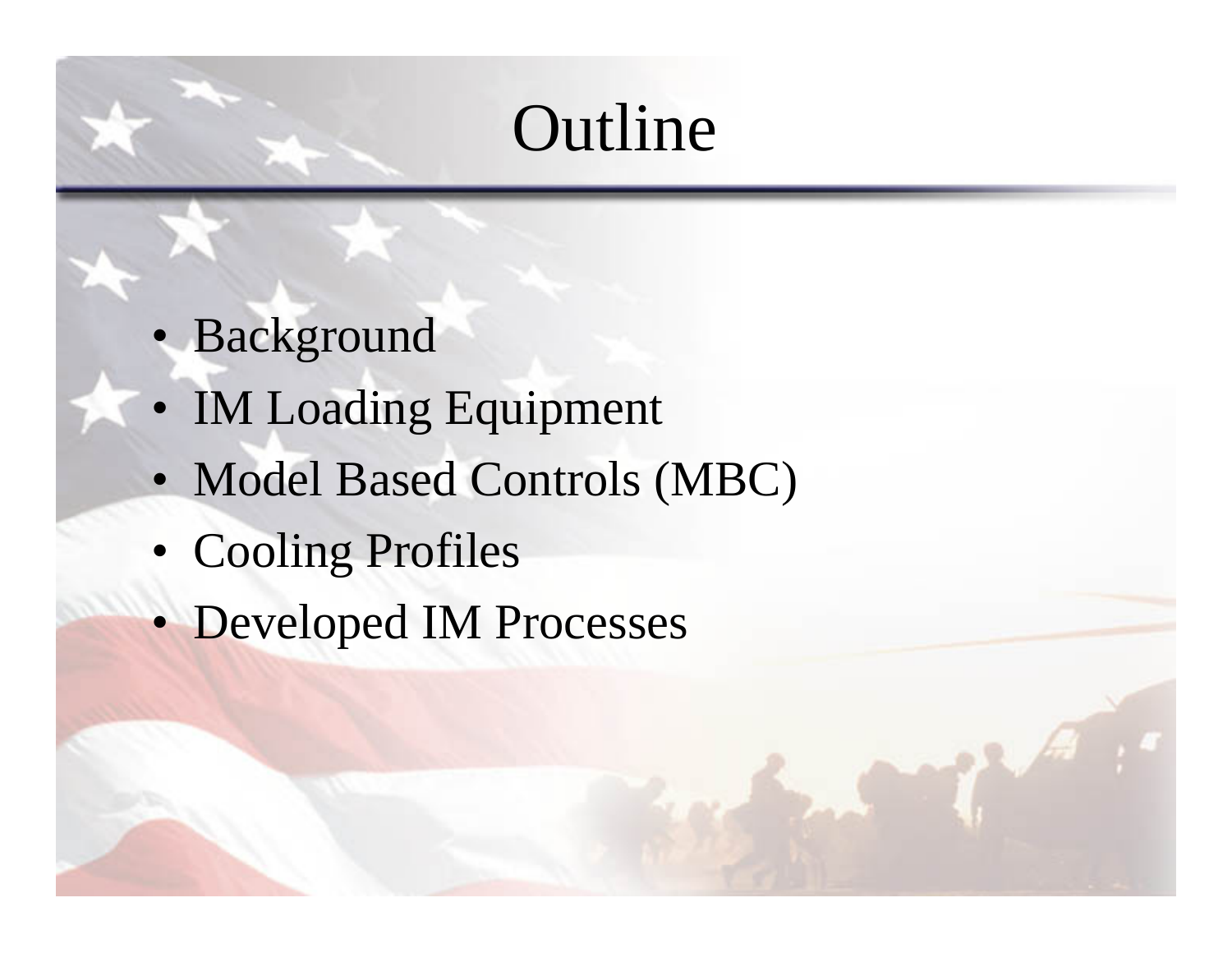# Outline

- Background
- IM Loading Equipment
- Model Based Controls (MBC)
- Cooling Profiles
- Developed IM Processes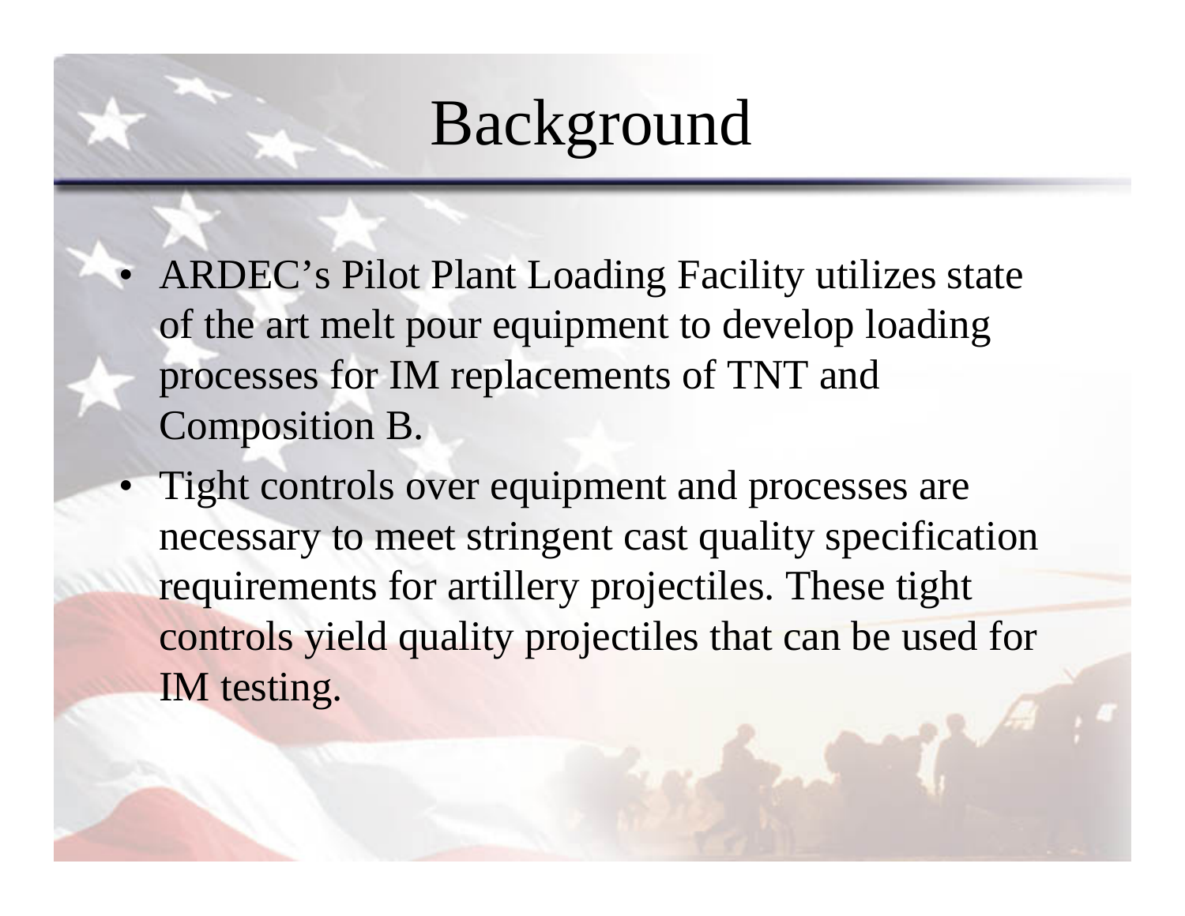# Background

- ARDEC’s Pilot Plant Loading Facility utilizes state of the art melt pour equipment to develop loading processes for IM replacements of TNT and Composition B.
- Tight controls over equipment and processes are necessary to meet stringent cast quality specification requirements for artillery projectiles. These tight controls yield quality projectiles that can be used for IM testing.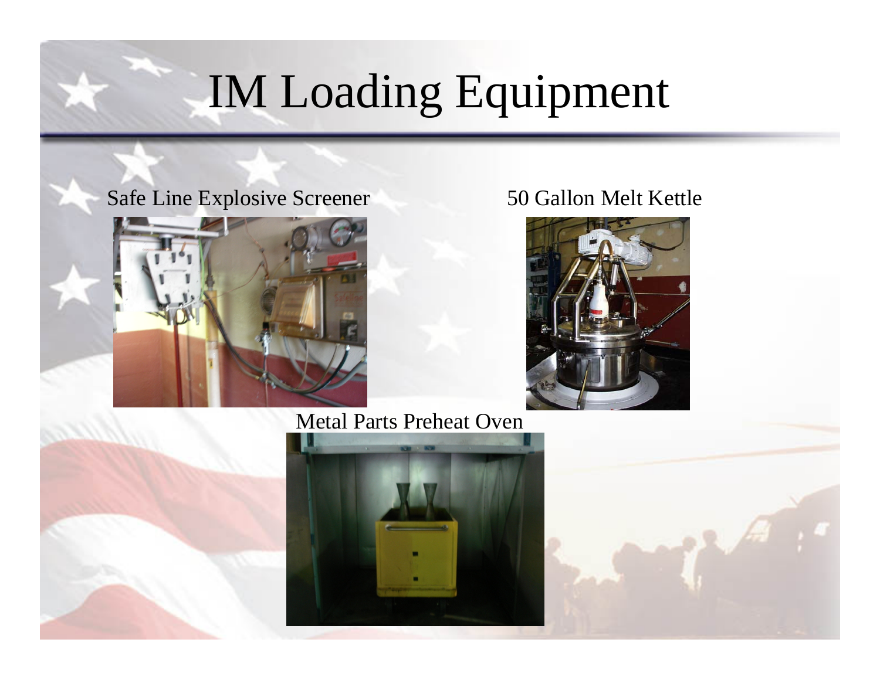# IM Loading Equipment

Safe Line Explosive Screener

50 Gallon Melt Kettle

Metal Parts Preheat Oven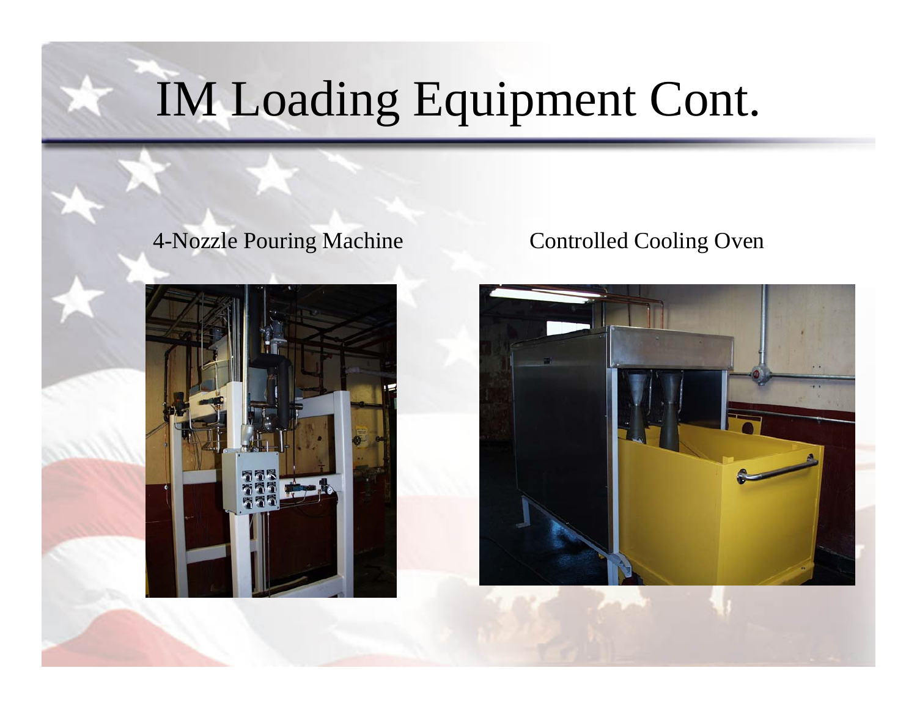# IM Loading Equipment Cont.

4-Nozzle Pouring Machine

Controlled Cooling Oven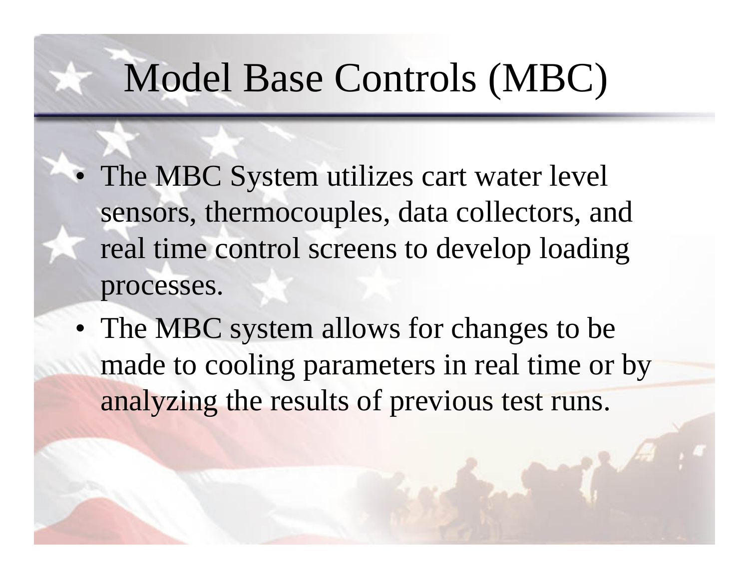# Model Base Controls (MBC)

- The MBC System utilizes cart water level sensors, thermocouples, data collectors, and real time control screens to develop loading processes.
- The MBC system allows for changes to be made to cooling parameters in real time or by analyzing the results of previous test runs.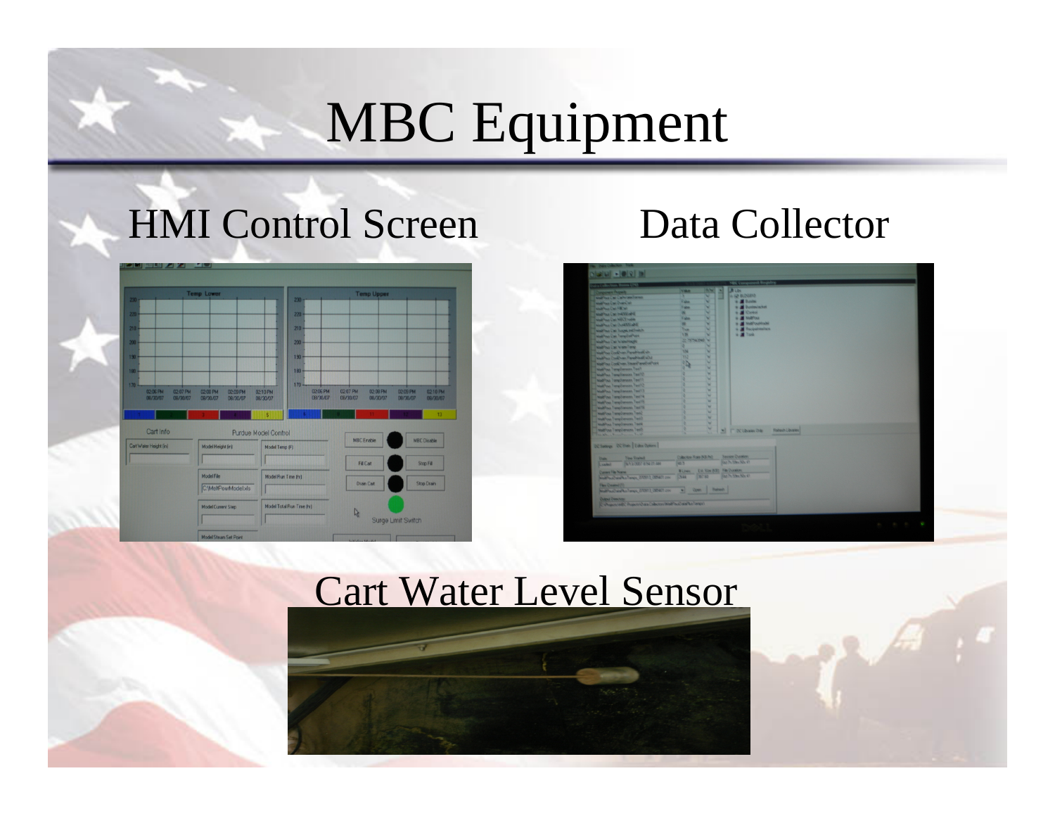# MBC Equipment

## HMI Control Screen

## Data Collector

## Cart Water Level Sensor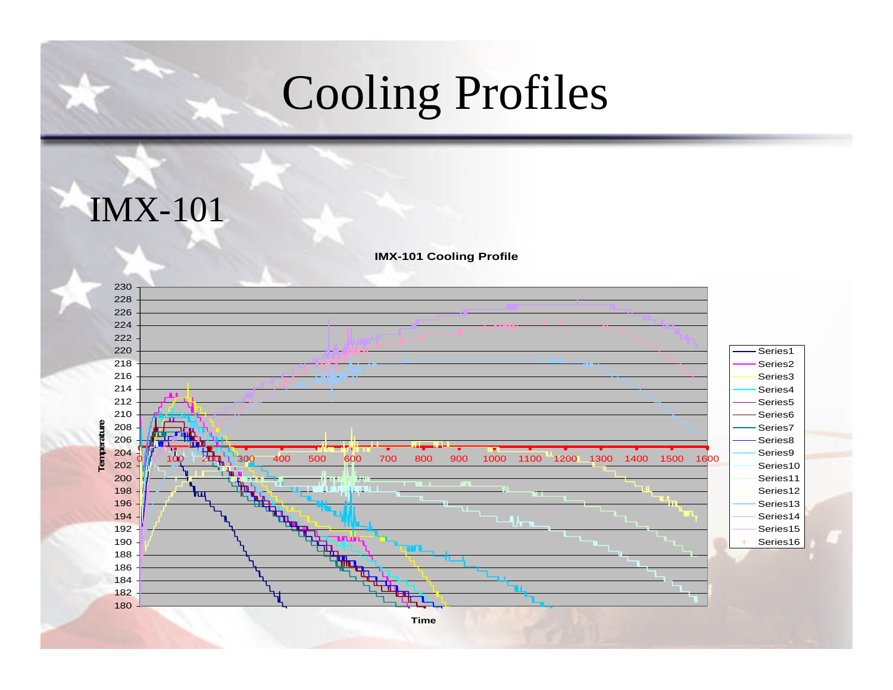# Cooling Profiles

## IMX-101

IMX-101 Cooling Profile

230
228
226
224
222
220
218
216
214
212
210
208
206
204
202
200
198
196
194
192
190
188
186
184
182
180

0 100 200 300 400 500 600 700 800 900 1000 1100 1200 1300 1400 1500 1600

Temperature

Time

Series1
Series2
Series3
Series4
Series5
Series6
Series7
Series8
Series9
Series10
Series11
Series12
Series13
Series14
Series15
Series16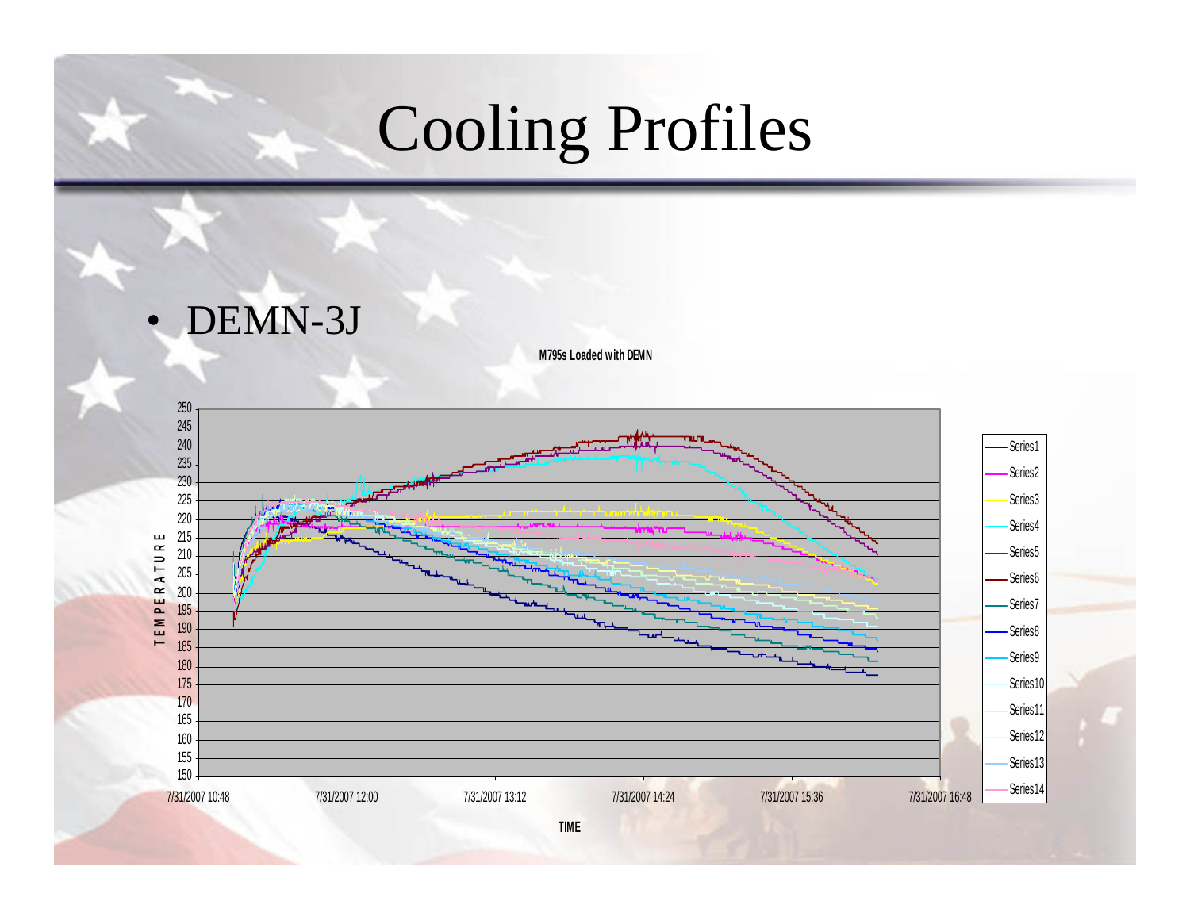# Cooling Profiles

- DEMN-3J

M795s Loaded with DEMN

250
245
240
235
230
225
220
215
210
205
200
195
190
185
180
175
170
165
160
155
150

TEMPERATURE

7/31/2007 10:48
7/31/2007 12:00
7/31/2007 13:12
7/31/2007 14:24
7/31/2007 15:36
7/31/2007 16:48

TIME

Series1
Series2
Series3
Series4
Series5
Series6
Series7
Series8
Series9
Series10
Series11
Series12
Series13
Series14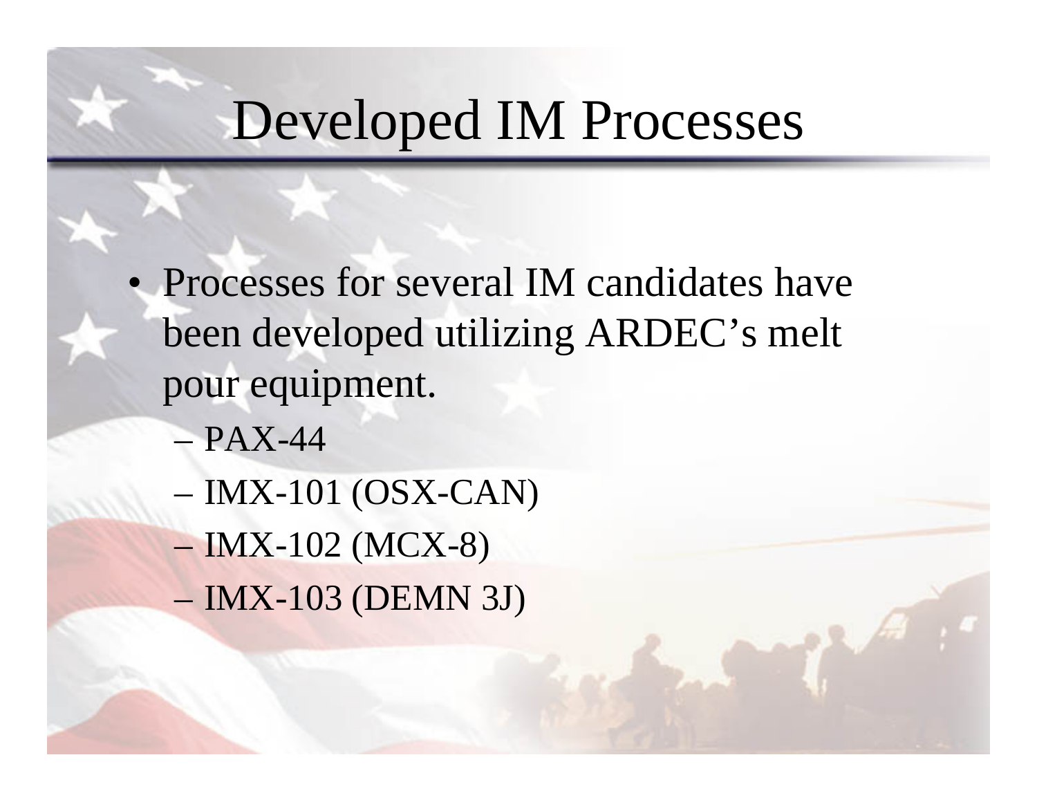# Developed IM Processes

- Processes for several IM candidates have been developed utilizing ARDEC's melt pour equipment.
  - PAX-44
  - IMX-101 (OSX-CAN)
  - IMX-102 (MCX-8)
  - IMX-103 (DEMN 3J)